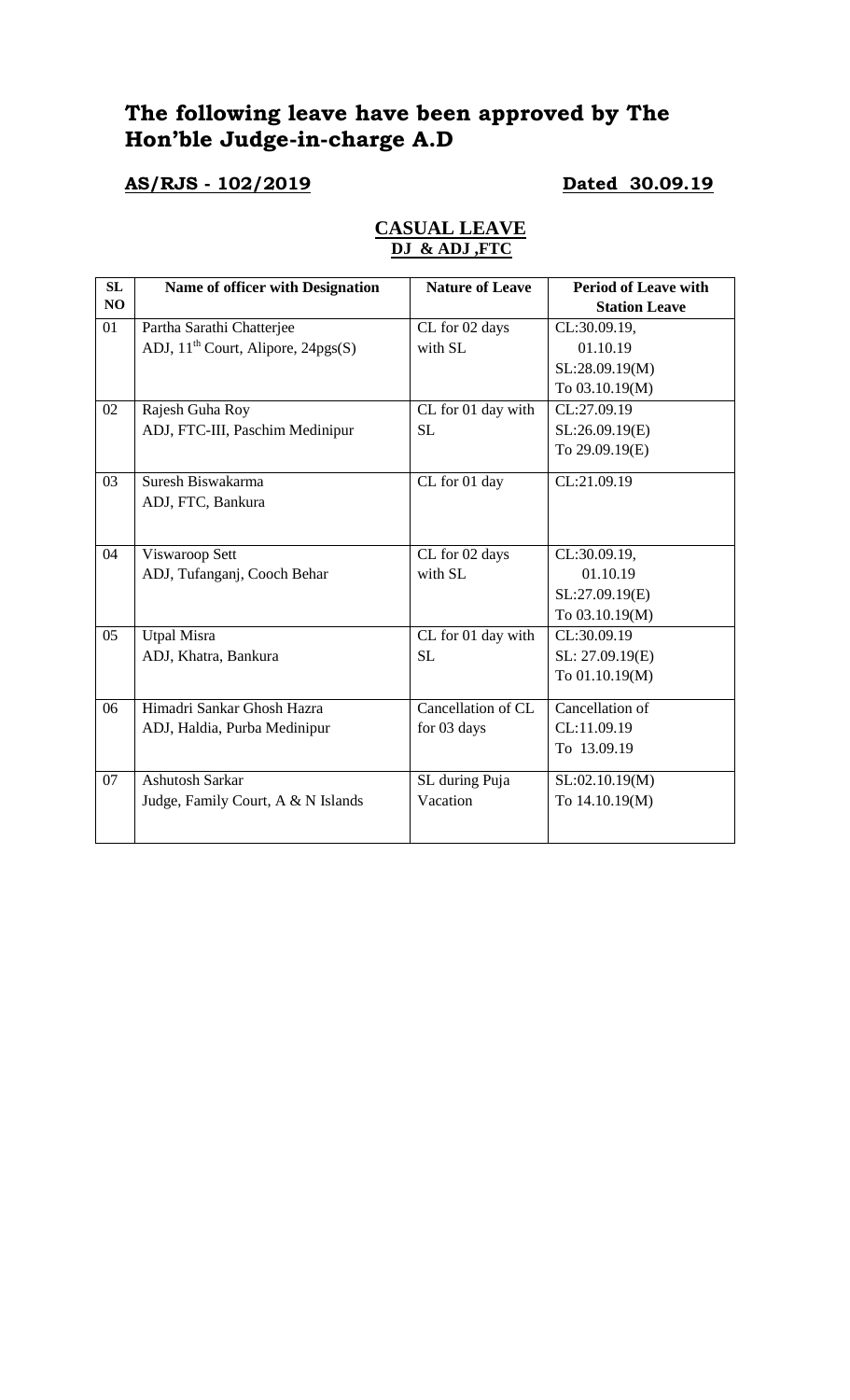# The following leave have been approved by The Hon'ble Judge-in-charge A.D

**AS/RJS - 102/2019** **Dated 30.09.19**

**CASUAL LEAVE**
**DJ & ADJ ,FTC**

| SL NO | Name of officer with Designation | Nature of Leave | Period of Leave with Station Leave |
|---|---|---|---|
| 01 | Partha Sarathi Chatterjee<br>ADJ, 11th Court, Alipore, 24pgs(S) | CL for 02 days with SL | CL:30.09.19,<br>01.10.19<br>SL:28.09.19(M)<br>To 03.10.19(M) |
| 02 | Rajesh Guha Roy<br>ADJ, FTC-III, Paschim Medinipur | CL for 01 day with SL | CL:27.09.19<br>SL:26.09.19(E)<br>To 29.09.19(E) |
| 03 | Suresh Biswakarma<br>ADJ, FTC, Bankura | CL for 01 day | CL:21.09.19 |
| 04 | Viswaroop Sett<br>ADJ, Tufanganj, Cooch Behar | CL for 02 days with SL | CL:30.09.19,<br>01.10.19<br>SL:27.09.19(E)<br>To 03.10.19(M) |
| 05 | Utpal Misra<br>ADJ, Khatra, Bankura | CL for 01 day with SL | CL:30.09.19<br>SL: 27.09.19(E)<br>To 01.10.19(M) |
| 06 | Himadri Sankar Ghosh Hazra<br>ADJ, Haldia, Purba Medinipur | Cancellation of CL for 03 days | Cancellation of CL:11.09.19<br>To 13.09.19 |
| 07 | Ashutosh Sarkar<br>Judge, Family Court, A & N Islands | SL during Puja Vacation | SL:02.10.19(M)<br>To 14.10.19(M) |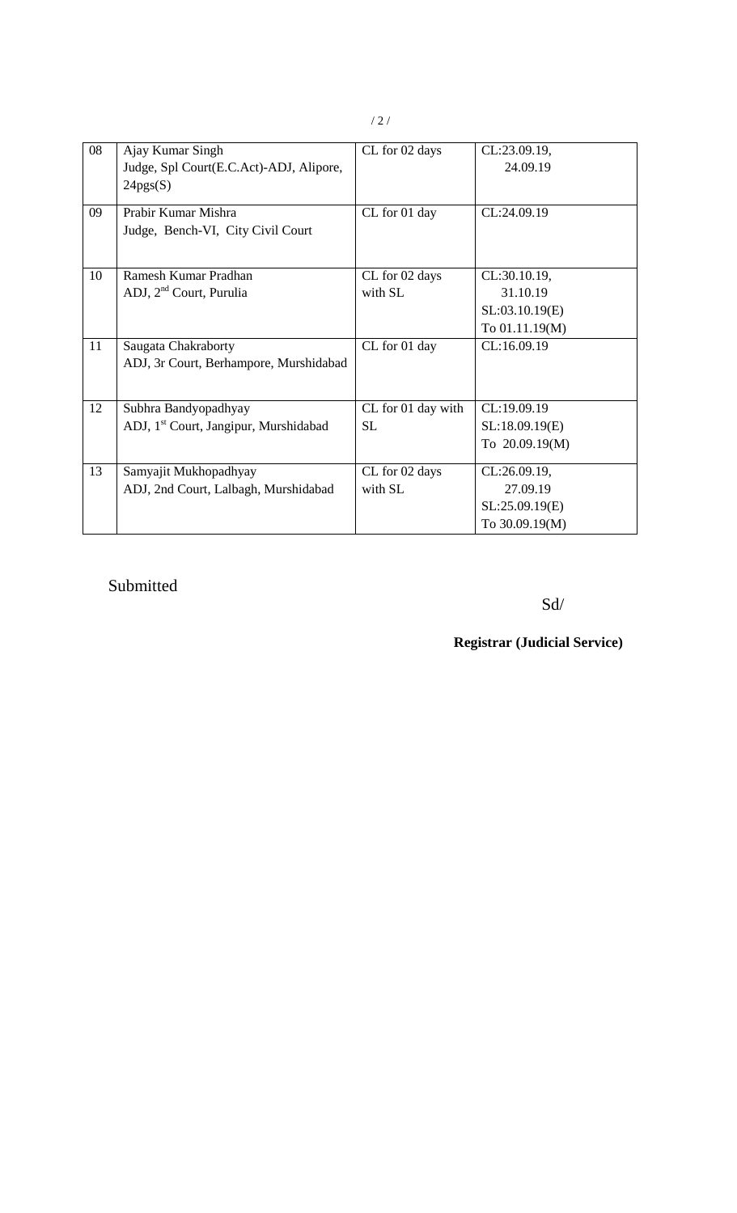| 08 | Ajay Kumar Singh<br>Judge, Spl Court(E.C.Act)-ADJ, Alipore, 24pgs(S) | CL for 02 days | CL:23.09.19,<br>24.09.19 |
|---|---|---|---|
| 09 | Prabir Kumar Mishra<br>Judge, Bench-VI, City Civil Court | CL for 01 day | CL:24.09.19 |
| 10 | Ramesh Kumar Pradhan<br>ADJ, 2nd Court, Purulia | CL for 02 days with SL | CL:30.10.19,<br>31.10.19<br>SL:03.10.19(E)<br>To 01.11.19(M) |
| 11 | Saugata Chakraborty<br>ADJ, 3r Court, Berhampore, Murshidabad | CL for 01 day | CL:16.09.19 |
| 12 | Subhra Bandyopadhyay<br>ADJ, 1st Court, Jangipur, Murshidabad | CL for 01 day with SL | CL:19.09.19<br>SL:18.09.19(E)<br>To 20.09.19(M) |
| 13 | Samyajit Mukhopadhyay<br>ADJ, 2nd Court, Lalbagh, Murshidabad | CL for 02 days with SL | CL:26.09.19,<br>27.09.19<br>SL:25.09.19(E)<br>To 30.09.19(M) |

Submitted

Sd/

**Registrar (Judicial Service)**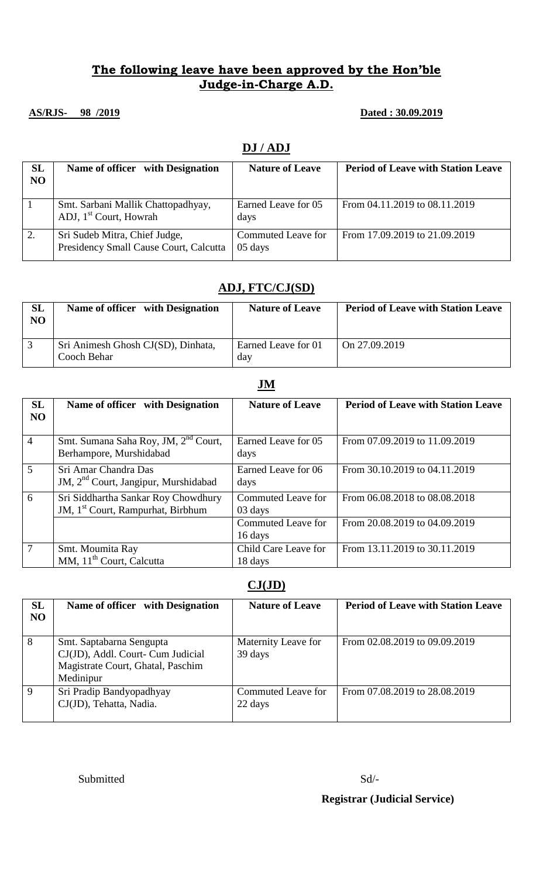## **The following leave have been approved by the Hon'ble Judge-in-Charge A.D.**

**AS/RJS- 98 /2019** **Dated : 30.09.2019**

### **DJ / ADJ**

| SL NO | Name of officer with Designation | Nature of Leave | Period of Leave with Station Leave |
|---|---|---|---|
| 1 | Smt. Sarbani Mallik Chattopadhyay, ADJ, 1st Court, Howrah | Earned Leave for 05 days | From 04.11.2019 to 08.11.2019 |
| 2. | Sri Sudeb Mitra, Chief Judge, Presidency Small Cause Court, Calcutta | Commuted Leave for 05 days | From 17.09.2019 to 21.09.2019 |

### **ADJ, FTC/CJ(SD)**

| SL NO | Name of officer with Designation | Nature of Leave | Period of Leave with Station Leave |
|---|---|---|---|
| 3 | Sri Animesh Ghosh CJ(SD), Dinhata, Cooch Behar | Earned Leave for 01 day | On 27.09.2019 |

### **JM**

| SL NO | Name of officer with Designation | Nature of Leave | Period of Leave with Station Leave |
|---|---|---|---|
| 4 | Smt. Sumana Saha Roy, JM, 2nd Court, Berhampore, Murshidabad | Earned Leave for 05 days | From 07.09.2019 to 11.09.2019 |
| 5 | Sri Amar Chandra Das JM, 2nd Court, Jangipur, Murshidabad | Earned Leave for 06 days | From 30.10.2019 to 04.11.2019 |
| 6 | Sri Siddhartha Sankar Roy Chowdhury JM, 1st Court, Rampurhat, Birbhum | Commuted Leave for 03 days | From 06.08.2018 to 08.08.2018 |
| | | Commuted Leave for 16 days | From 20.08.2019 to 04.09.2019 |
| 7 | Smt. Moumita Ray MM, 11th Court, Calcutta | Child Care Leave for 18 days | From 13.11.2019 to 30.11.2019 |

### **CJ(JD)**

| SL NO | Name of officer with Designation | Nature of Leave | Period of Leave with Station Leave |
|---|---|---|---|
| 8 | Smt. Saptabarna Sengupta CJ(JD), Addl. Court- Cum Judicial Magistrate Court, Ghatal, Paschim Medinipur | Maternity Leave for 39 days | From 02.08.2019 to 09.09.2019 |
| 9 | Sri Pradip Bandyopadhyay CJ(JD), Tehatta, Nadia. | Commuted Leave for 22 days | From 07.08.2019 to 28.08.2019 |

Submitted

Sd/-

**Registrar (Judicial Service)**